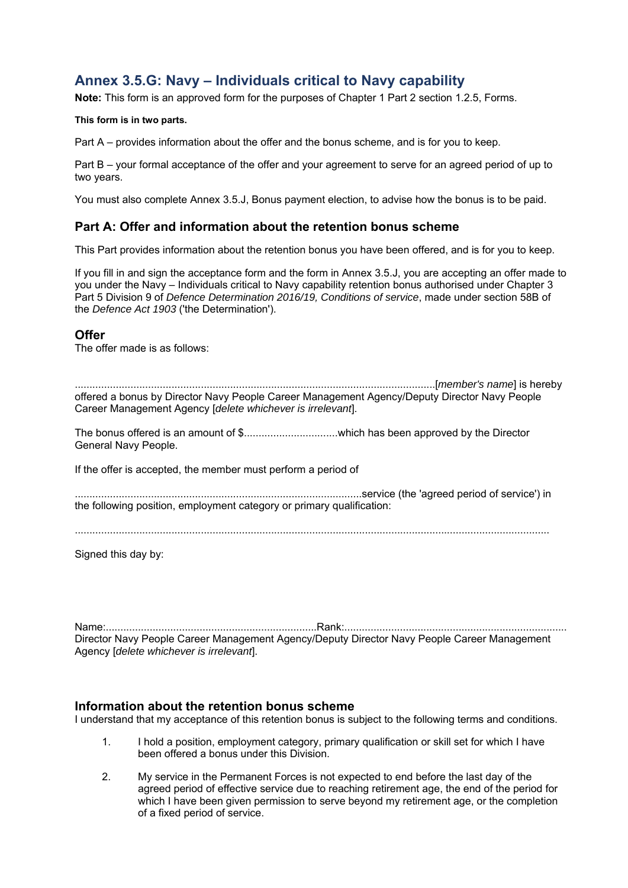# Annex 3.5.G: Navy – Individuals critical to Navy capability

**Note:** This form is an approved form for the purposes of Chapter 1 Part 2 section 1.2.5, Forms.

**This form is in two parts.**

Part A – provides information about the offer and the bonus scheme, and is for you to keep.

Part B – your formal acceptance of the offer and your agreement to serve for an agreed period of up to two years.

You must also complete Annex 3.5.J, Bonus payment election, to advise how the bonus is to be paid.

## Part A: Offer and information about the retention bonus scheme

This Part provides information about the retention bonus you have been offered, and is for you to keep.

If you fill in and sign the acceptance form and the form in Annex 3.5.J, you are accepting an offer made to you under the Navy – Individuals critical to Navy capability retention bonus authorised under Chapter 3 Part 5 Division 9 of *Defence Determination 2016/19, Conditions of service*, made under section 58B of the *Defence Act 1903* ('the Determination').

### Offer

The offer made is as follows:

..........................................................................................................................[*member's name*] is hereby offered a bonus by Director Navy People Career Management Agency/Deputy Director Navy People Career Management Agency [*delete whichever is irrelevant*].

The bonus offered is an amount of $................................which has been approved by the Director General Navy People.

If the offer is accepted, the member must perform a period of

.................................................................................................service (the 'agreed period of service') in the following position, employment category or primary qualification:

................................................................................................................................................................

Signed this day by:

Name:........................................................................Rank:............................................................................
Director Navy People Career Management Agency/Deputy Director Navy People Career Management Agency [*delete whichever is irrelevant*].

### Information about the retention bonus scheme

I understand that my acceptance of this retention bonus is subject to the following terms and conditions.

1. I hold a position, employment category, primary qualification or skill set for which I have been offered a bonus under this Division.

2. My service in the Permanent Forces is not expected to end before the last day of the agreed period of effective service due to reaching retirement age, the end of the period for which I have been given permission to serve beyond my retirement age, or the completion of a fixed period of service.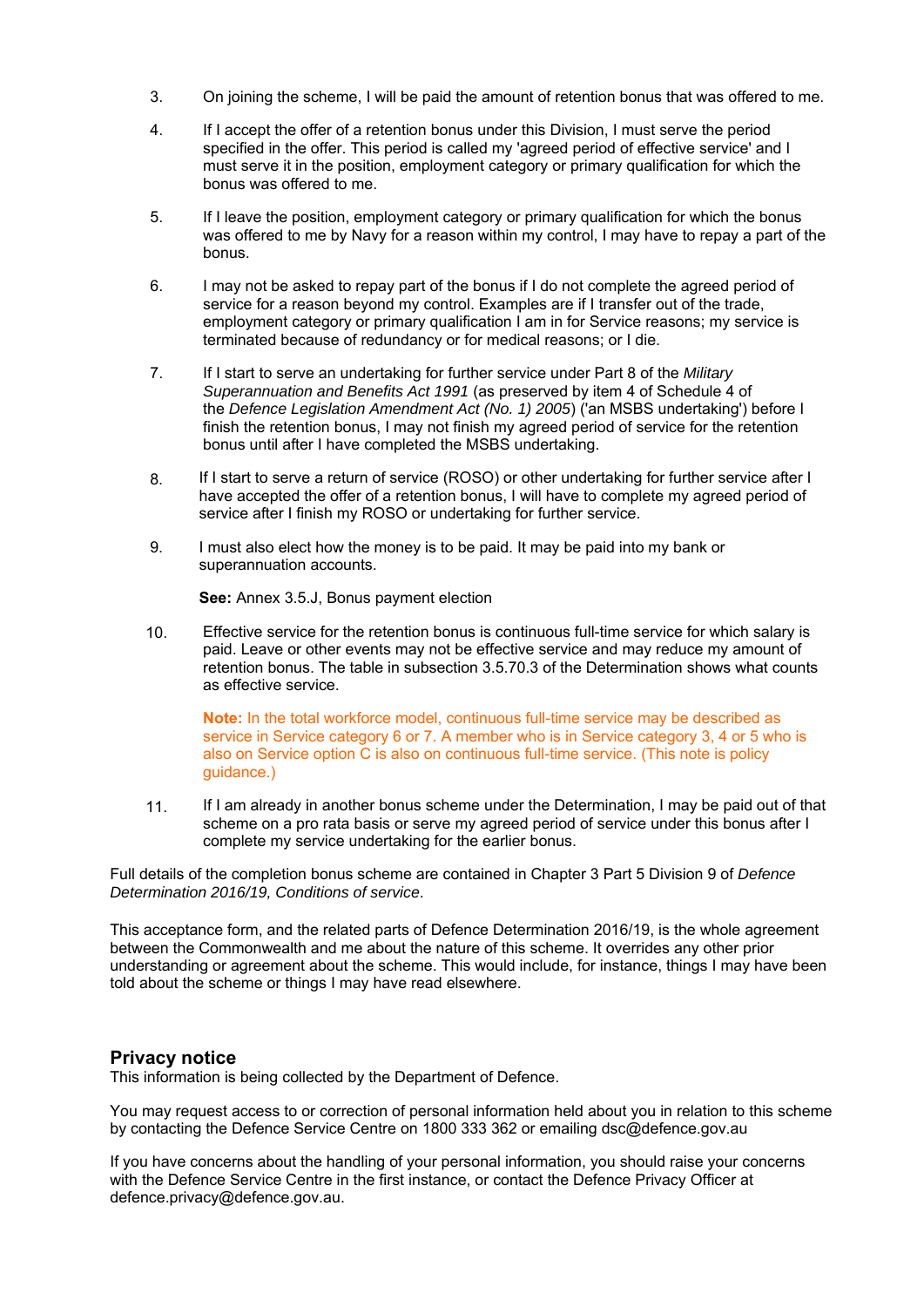3. On joining the scheme, I will be paid the amount of retention bonus that was offered to me.

4. If I accept the offer of a retention bonus under this Division, I must serve the period specified in the offer. This period is called my 'agreed period of effective service' and I must serve it in the position, employment category or primary qualification for which the bonus was offered to me.

5. If I leave the position, employment category or primary qualification for which the bonus was offered to me by Navy for a reason within my control, I may have to repay a part of the bonus.

6. I may not be asked to repay part of the bonus if I do not complete the agreed period of service for a reason beyond my control. Examples are if I transfer out of the trade, employment category or primary qualification I am in for Service reasons; my service is terminated because of redundancy or for medical reasons; or I die.

7. If I start to serve an undertaking for further service under Part 8 of the *Military Superannuation and Benefits Act 1991* (as preserved by item 4 of Schedule 4 of the *Defence Legislation Amendment Act (No. 1) 2005*) ('an MSBS undertaking') before I finish the retention bonus, I may not finish my agreed period of service for the retention bonus until after I have completed the MSBS undertaking.

8. If I start to serve a return of service (ROSO) or other undertaking for further service after I have accepted the offer of a retention bonus, I will have to complete my agreed period of service after I finish my ROSO or undertaking for further service.

9. I must also elect how the money is to be paid. It may be paid into my bank or superannuation accounts.

   **See:** Annex 3.5.J, Bonus payment election

10. Effective service for the retention bonus is continuous full-time service for which salary is paid. Leave or other events may not be effective service and may reduce my amount of retention bonus. The table in subsection 3.5.70.3 of the Determination shows what counts as effective service.

    **Note:** In the total workforce model, continuous full-time service may be described as service in Service category 6 or 7. A member who is in Service category 3, 4 or 5 who is also on Service option C is also on continuous full-time service. (This note is policy guidance.)

11. If I am already in another bonus scheme under the Determination, I may be paid out of that scheme on a pro rata basis or serve my agreed period of service under this bonus after I complete my service undertaking for the earlier bonus.

Full details of the completion bonus scheme are contained in Chapter 3 Part 5 Division 9 of *Defence Determination 2016/19, Conditions of service*.

This acceptance form, and the related parts of Defence Determination 2016/19, is the whole agreement between the Commonwealth and me about the nature of this scheme. It overrides any other prior understanding or agreement about the scheme. This would include, for instance, things I may have been told about the scheme or things I may have read elsewhere.

## Privacy notice

This information is being collected by the Department of Defence.

You may request access to or correction of personal information held about you in relation to this scheme by contacting the Defence Service Centre on 1800 333 362 or emailing dsc@defence.gov.au

If you have concerns about the handling of your personal information, you should raise your concerns with the Defence Service Centre in the first instance, or contact the Defence Privacy Officer at defence.privacy@defence.gov.au.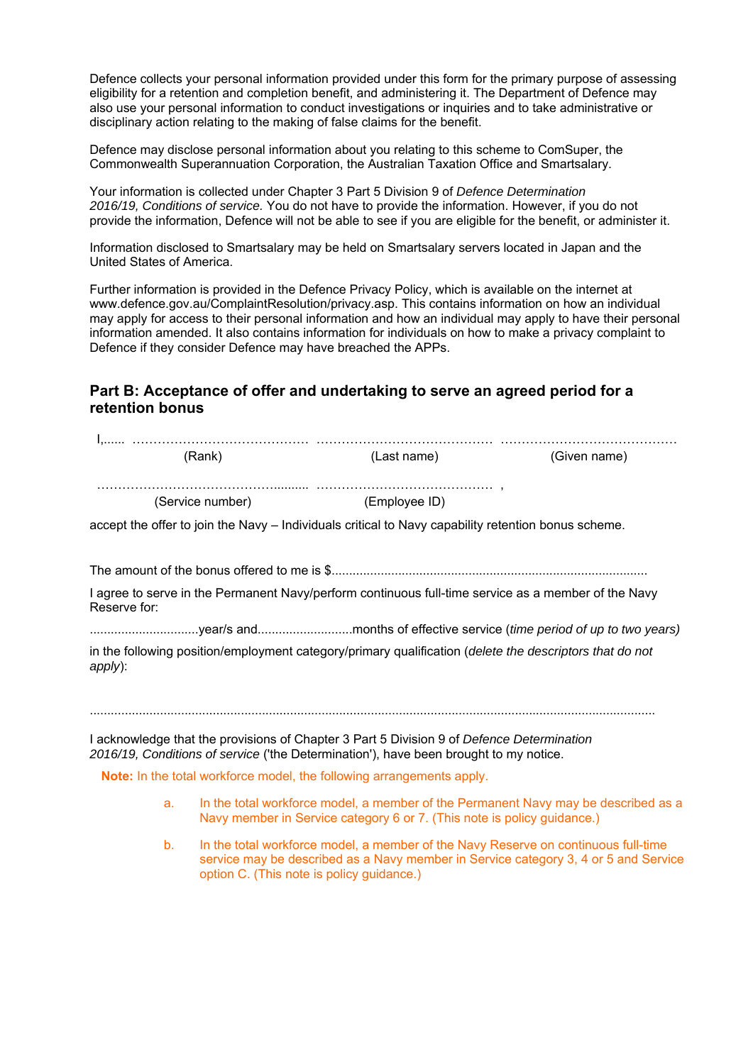Defence collects your personal information provided under this form for the primary purpose of assessing eligibility for a retention and completion benefit, and administering it. The Department of Defence may also use your personal information to conduct investigations or inquiries and to take administrative or disciplinary action relating to the making of false claims for the benefit.

Defence may disclose personal information about you relating to this scheme to ComSuper, the Commonwealth Superannuation Corporation, the Australian Taxation Office and Smartsalary.

Your information is collected under Chapter 3 Part 5 Division 9 of *Defence Determination 2016/19, Conditions of service.* You do not have to provide the information. However, if you do not provide the information, Defence will not be able to see if you are eligible for the benefit, or administer it.

Information disclosed to Smartsalary may be held on Smartsalary servers located in Japan and the United States of America.

Further information is provided in the Defence Privacy Policy, which is available on the internet at www.defence.gov.au/ComplaintResolution/privacy.asp. This contains information on how an individual may apply for access to their personal information and how an individual may apply to have their personal information amended. It also contains information for individuals on how to make a privacy complaint to Defence if they consider Defence may have breached the APPs.

## Part B: Acceptance of offer and undertaking to serve an agreed period for a retention bonus

I,...... …………………………………… …………………………………… ……………………………………
(Rank) (Last name) (Given name)

……………………………………......... …………………………………… ,
(Service number) (Employee ID)

accept the offer to join the Navy – Individuals critical to Navy capability retention bonus scheme.

The amount of the bonus offered to me is $........................................................................................

I agree to serve in the Permanent Navy/perform continuous full-time service as a member of the Navy Reserve for:

..............................year/s and..........................months of effective service (*time period of up to two years)*

in the following position/employment category/primary qualification (*delete the descriptors that do not apply*):

...............................................................................................................................................................

I acknowledge that the provisions of Chapter 3 Part 5 Division 9 of *Defence Determination 2016/19, Conditions of service* ('the Determination'), have been brought to my notice.

**Note:** In the total workforce model, the following arrangements apply.

a. In the total workforce model, a member of the Permanent Navy may be described as a Navy member in Service category 6 or 7. (This note is policy guidance.)

b. In the total workforce model, a member of the Navy Reserve on continuous full-time service may be described as a Navy member in Service category 3, 4 or 5 and Service option C. (This note is policy guidance.)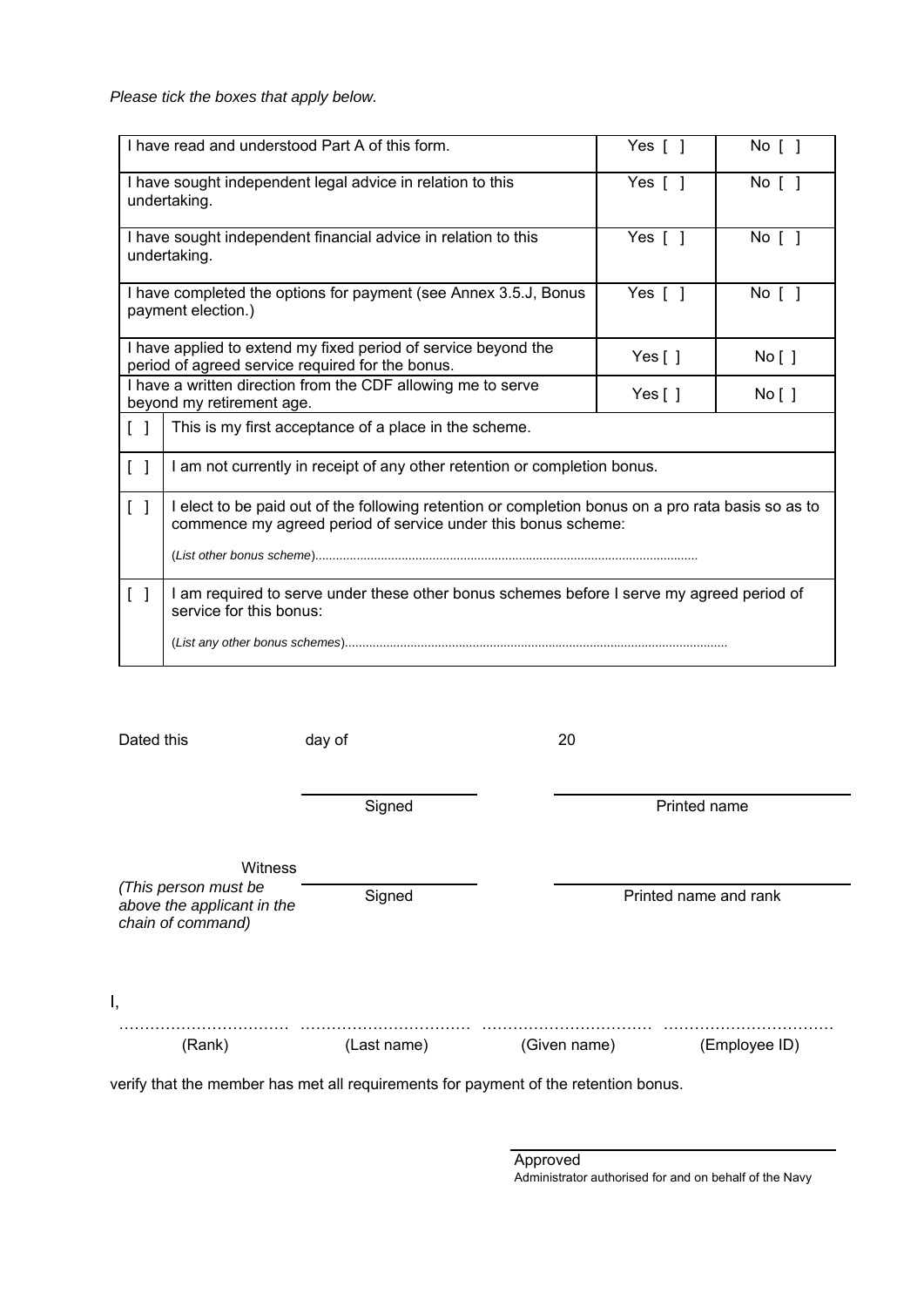*Please tick the boxes that apply below.*

| | | |
|---|---|---|
| I have read and understood Part A of this form. | Yes [ ] | No [ ] |
| I have sought independent legal advice in relation to this undertaking. | Yes [ ] | No [ ] |
| I have sought independent financial advice in relation to this undertaking. | Yes [ ] | No [ ] |
| I have completed the options for payment (see Annex 3.5.J, Bonus payment election.) | Yes [ ] | No [ ] |
| I have applied to extend my fixed period of service beyond the period of agreed service required for the bonus. | Yes [ ] | No [ ] |
| I have a written direction from the CDF allowing me to serve beyond my retirement age. | Yes [ ] | No [ ] |

| | |
|---|---|
| [ ] | This is my first acceptance of a place in the scheme. |
| [ ] | I am not currently in receipt of any other retention or completion bonus. |
| [ ] | I elect to be paid out of the following retention or completion bonus on a pro rata basis so as to commence my agreed period of service under this bonus scheme:<br><br>(*List other bonus scheme*)........................................................................................................... |
| [ ] | I am required to serve under these other bonus schemes before I serve my agreed period of service for this bonus:<br><br>(*List any other bonus schemes*)........................................................................................................... |

Dated this ______ day of ______ 20 ______

______________________ Signed ______________________ Printed name

Witness
*(This person must be above the applicant in the chain of command)*

______________________ Signed ______________________ Printed name and rank

I,

................................ ................................ ................................ ................................
(Rank) (Last name) (Given name) (Employee ID)

verify that the member has met all requirements for payment of the retention bonus.

______________________
Approved
Administrator authorised for and on behalf of the Navy